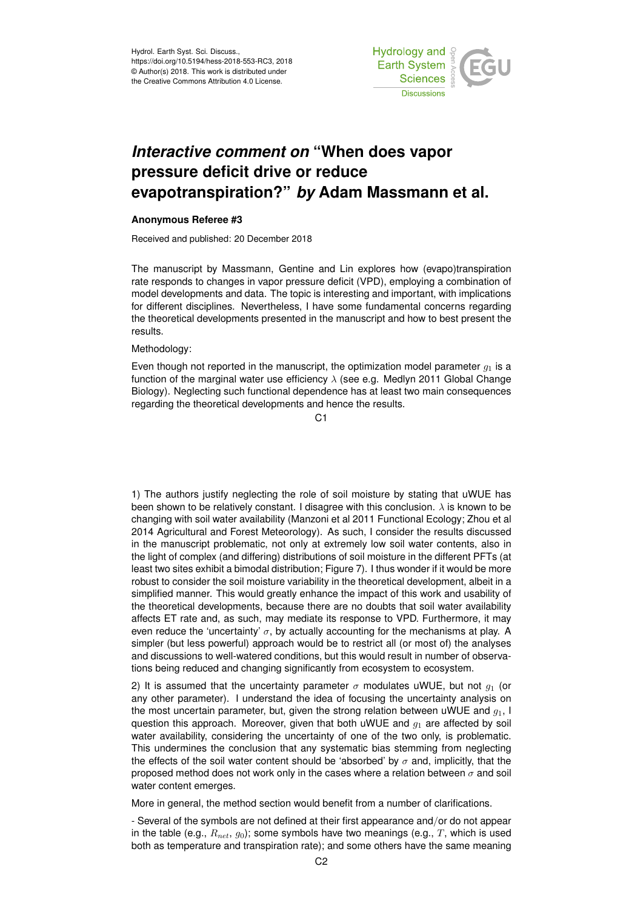# *Interactive comment on* "When does vapor pressure deficit drive or reduce evapotranspiration?" *by* Adam Massmann et al.

**Anonymous Referee #3**

Received and published: 20 December 2018

The manuscript by Massmann, Gentine and Lin explores how (evapo)transpiration rate responds to changes in vapor pressure deficit (VPD), employing a combination of model developments and data. The topic is interesting and important, with implications for different disciplines. Nevertheless, I have some fundamental concerns regarding the theoretical developments presented in the manuscript and how to best present the results.

Methodology:

Even though not reported in the manuscript, the optimization model parameter $g_1$ is a function of the marginal water use efficiency $\lambda$ (see e.g. Medlyn 2011 Global Change Biology). Neglecting such functional dependence has at least two main consequences regarding the theoretical developments and hence the results.

1) The authors justify neglecting the role of soil moisture by stating that uWUE has been shown to be relatively constant. I disagree with this conclusion. $\lambda$ is known to be changing with soil water availability (Manzoni et al 2011 Functional Ecology; Zhou et al 2014 Agricultural and Forest Meteorology). As such, I consider the results discussed in the manuscript problematic, not only at extremely low soil water contents, also in the light of complex (and differing) distributions of soil moisture in the different PFTs (at least two sites exhibit a bimodal distribution; Figure 7). I thus wonder if it would be more robust to consider the soil moisture variability in the theoretical development, albeit in a simplified manner. This would greatly enhance the impact of this work and usability of the theoretical developments, because there are no doubts that soil water availability affects ET rate and, as such, may mediate its response to VPD. Furthermore, it may even reduce the 'uncertainty' $\sigma$, by actually accounting for the mechanisms at play. A simpler (but less powerful) approach would be to restrict all (or most of) the analyses and discussions to well-watered conditions, but this would result in number of observations being reduced and changing significantly from ecosystem to ecosystem.

2) It is assumed that the uncertainty parameter $\sigma$ modulates uWUE, but not $g_1$ (or any other parameter). I understand the idea of focusing the uncertainty analysis on the most uncertain parameter, but, given the strong relation between uWUE and $g_1$, I question this approach. Moreover, given that both uWUE and $g_1$ are affected by soil water availability, considering the uncertainty of one of the two only, is problematic. This undermines the conclusion that any systematic bias stemming from neglecting the effects of the soil water content should be 'absorbed' by $\sigma$ and, implicitly, that the proposed method does not work only in the cases where a relation between $\sigma$ and soil water content emerges.

More in general, the method section would benefit from a number of clarifications.

- Several of the symbols are not defined at their first appearance and/or do not appear in the table (e.g., $R_{net}$, $g_0$); some symbols have two meanings (e.g., $T$, which is used both as temperature and transpiration rate); and some others have the same meaning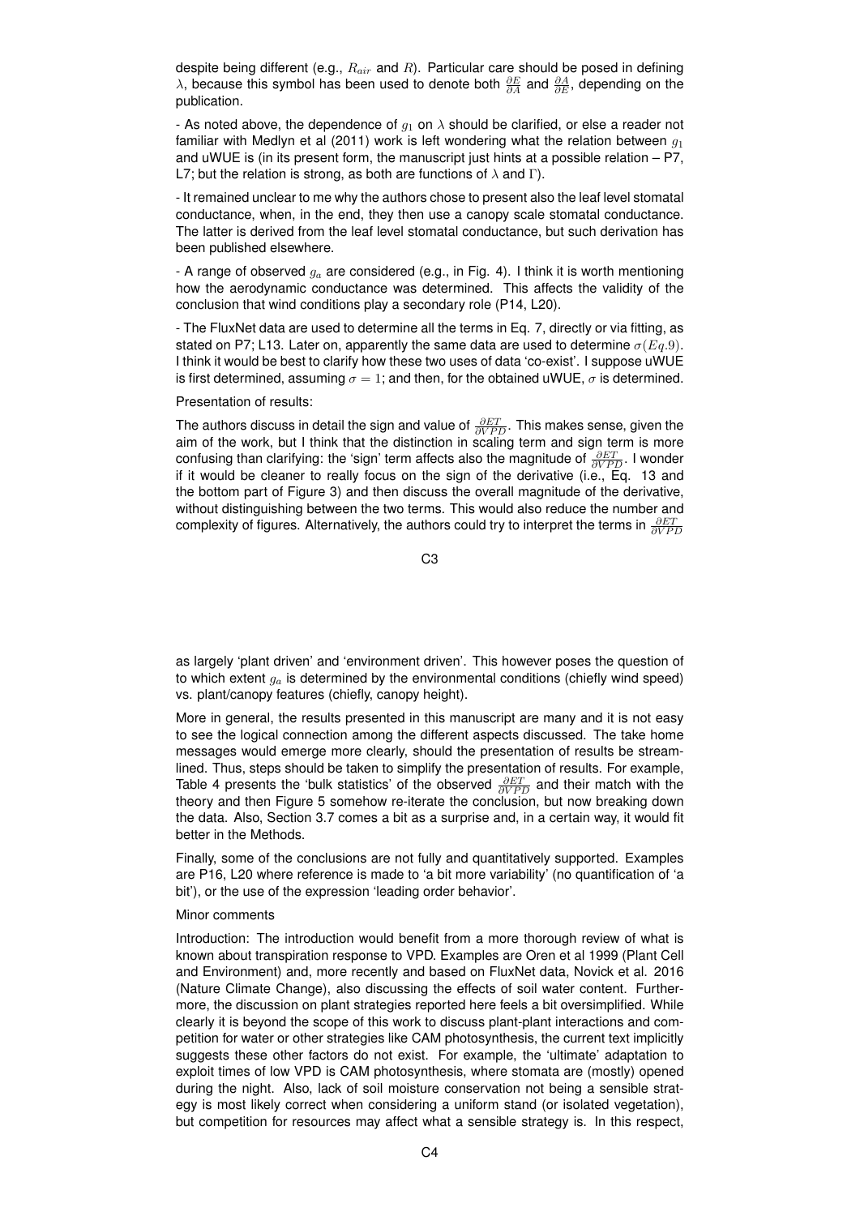despite being different (e.g., $R_{air}$ and $R$). Particular care should be posed in defining $\lambda$, because this symbol has been used to denote both $\frac{\partial E}{\partial A}$ and $\frac{\partial A}{\partial E}$, depending on the publication.

- As noted above, the dependence of $g_1$ on $\lambda$ should be clarified, or else a reader not familiar with Medlyn et al (2011) work is left wondering what the relation between $g_1$ and uWUE is (in its present form, the manuscript just hints at a possible relation – P7, L7; but the relation is strong, as both are functions of $\lambda$ and $\Gamma$).

- It remained unclear to me why the authors chose to present also the leaf level stomatal conductance, when, in the end, they then use a canopy scale stomatal conductance. The latter is derived from the leaf level stomatal conductance, but such derivation has been published elsewhere.

- A range of observed $g_a$ are considered (e.g., in Fig. 4). I think it is worth mentioning how the aerodynamic conductance was determined. This affects the validity of the conclusion that wind conditions play a secondary role (P14, L20).

- The FluxNet data are used to determine all the terms in Eq. 7, directly or via fitting, as stated on P7; L13. Later on, apparently the same data are used to determine $\sigma(Eq.9)$. I think it would be best to clarify how these two uses of data 'co-exist'. I suppose uWUE is first determined, assuming $\sigma = 1$; and then, for the obtained uWUE, $\sigma$ is determined.

Presentation of results:

The authors discuss in detail the sign and value of $\frac{\partial ET}{\partial VPD}$. This makes sense, given the aim of the work, but I think that the distinction in scaling term and sign term is more confusing than clarifying: the 'sign' term affects also the magnitude of $\frac{\partial ET}{\partial VPD}$. I wonder if it would be cleaner to really focus on the sign of the derivative (i.e., Eq. 13 and the bottom part of Figure 3) and then discuss the overall magnitude of the derivative, without distinguishing between the two terms. This would also reduce the number and complexity of figures. Alternatively, the authors could try to interpret the terms in $\frac{\partial ET}{\partial VPD}$ as largely 'plant driven' and 'environment driven'. This however poses the question of to which extent $g_a$ is determined by the environmental conditions (chiefly wind speed) vs. plant/canopy features (chiefly, canopy height).

More in general, the results presented in this manuscript are many and it is not easy to see the logical connection among the different aspects discussed. The take home messages would emerge more clearly, should the presentation of results be streamlined. Thus, steps should be taken to simplify the presentation of results. For example, Table 4 presents the 'bulk statistics' of the observed $\frac{\partial ET}{\partial VPD}$ and their match with the theory and then Figure 5 somehow re-iterate the conclusion, but now breaking down the data. Also, Section 3.7 comes a bit as a surprise and, in a certain way, it would fit better in the Methods.

Finally, some of the conclusions are not fully and quantitatively supported. Examples are P16, L20 where reference is made to 'a bit more variability' (no quantification of 'a bit'), or the use of the expression 'leading order behavior'.

Minor comments

Introduction: The introduction would benefit from a more thorough review of what is known about transpiration response to VPD. Examples are Oren et al 1999 (Plant Cell and Environment) and, more recently and based on FluxNet data, Novick et al. 2016 (Nature Climate Change), also discussing the effects of soil water content. Furthermore, the discussion on plant strategies reported here feels a bit oversimplified. While clearly it is beyond the scope of this work to discuss plant-plant interactions and competition for water or other strategies like CAM photosynthesis, the current text implicitly suggests these other factors do not exist. For example, the 'ultimate' adaptation to exploit times of low VPD is CAM photosynthesis, where stomata are (mostly) opened during the night. Also, lack of soil moisture conservation not being a sensible strategy is most likely correct when considering a uniform stand (or isolated vegetation), but competition for resources may affect what a sensible strategy is. In this respect,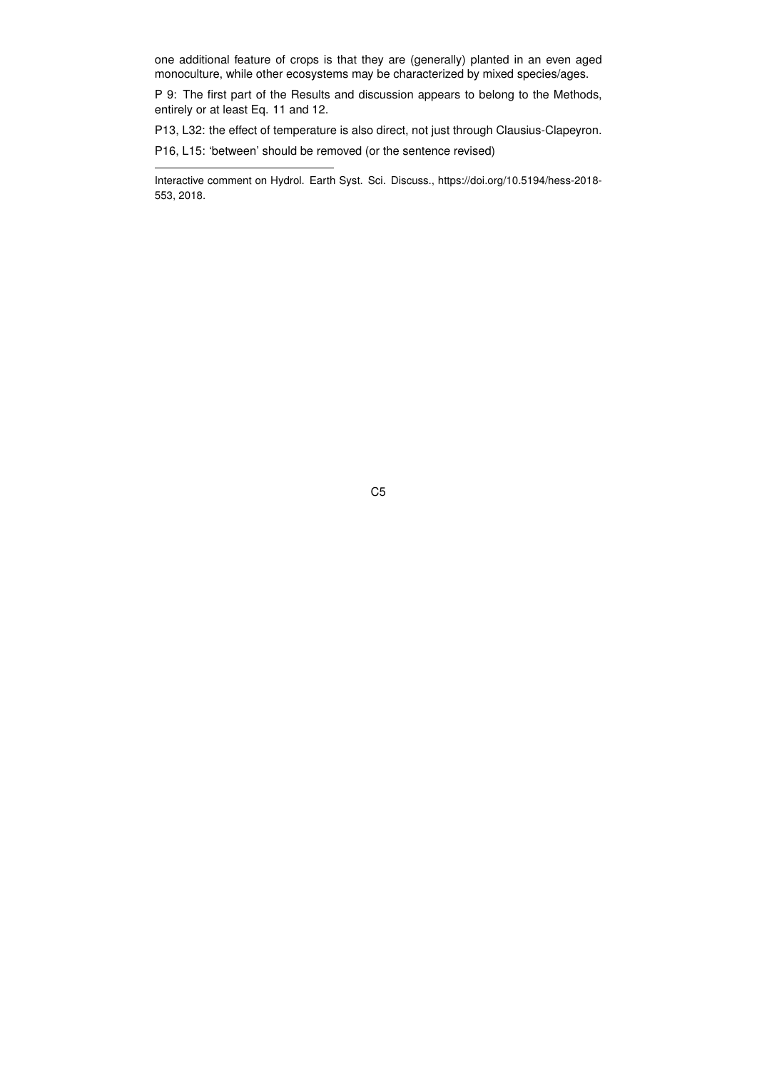one additional feature of crops is that they are (generally) planted in an even aged monoculture, while other ecosystems may be characterized by mixed species/ages.

P 9: The first part of the Results and discussion appears to belong to the Methods, entirely or at least Eq. 11 and 12.

P13, L32: the effect of temperature is also direct, not just through Clausius-Clapeyron.

P16, L15: 'between' should be removed (or the sentence revised)

---

Interactive comment on Hydrol. Earth Syst. Sci. Discuss., https://doi.org/10.5194/hess-2018-553, 2018.